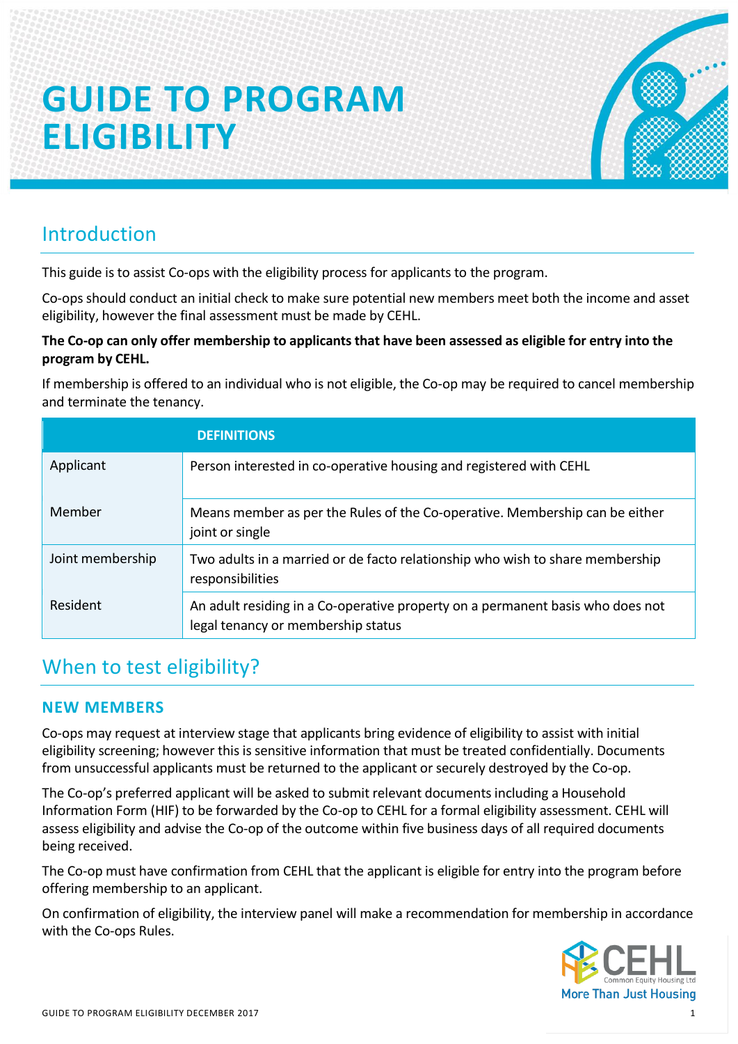# GUIDE TO PROGRAM ELIGIBILITY

## Introduction

This guide is to assist Co-ops with the eligibility process for applicants to the program.

Co-ops should conduct an initial check to make sure potential new members meet both the income and asset eligibility, however the final assessment must be made by CEHL.

**The Co-op can only offer membership to applicants that have been assessed as eligible for entry into the program by CEHL.**

If membership is offered to an individual who is not eligible, the Co-op may be required to cancel membership and terminate the tenancy.

| | DEFINITIONS |
|---|---|
| Applicant | Person interested in co-operative housing and registered with CEHL |
| Member | Means member as per the Rules of the Co-operative. Membership can be either joint or single |
| Joint membership | Two adults in a married or de facto relationship who wish to share membership responsibilities |
| Resident | An adult residing in a Co-operative property on a permanent basis who does not legal tenancy or membership status |

## When to test eligibility?

### NEW MEMBERS

Co-ops may request at interview stage that applicants bring evidence of eligibility to assist with initial eligibility screening; however this is sensitive information that must be treated confidentially. Documents from unsuccessful applicants must be returned to the applicant or securely destroyed by the Co-op.

The Co-op's preferred applicant will be asked to submit relevant documents including a Household Information Form (HIF) to be forwarded by the Co-op to CEHL for a formal eligibility assessment. CEHL will assess eligibility and advise the Co-op of the outcome within five business days of all required documents being received.

The Co-op must have confirmation from CEHL that the applicant is eligible for entry into the program before offering membership to an applicant.

On confirmation of eligibility, the interview panel will make a recommendation for membership in accordance with the Co-ops Rules.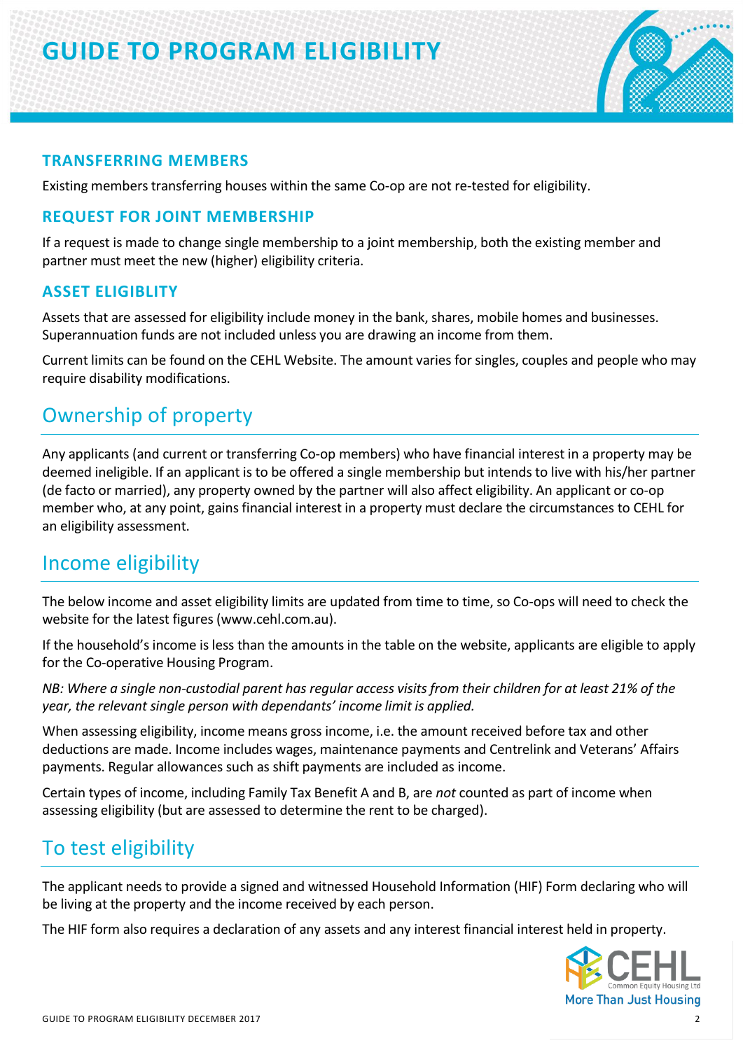# GUIDE TO PROGRAM ELIGIBILITY

### TRANSFERRING MEMBERS

Existing members transferring houses within the same Co-op are not re-tested for eligibility.

### REQUEST FOR JOINT MEMBERSHIP

If a request is made to change single membership to a joint membership, both the existing member and partner must meet the new (higher) eligibility criteria.

### ASSET ELIGIBLITY

Assets that are assessed for eligibility include money in the bank, shares, mobile homes and businesses. Superannuation funds are not included unless you are drawing an income from them.

Current limits can be found on the CEHL Website. The amount varies for singles, couples and people who may require disability modifications.

## Ownership of property

Any applicants (and current or transferring Co-op members) who have financial interest in a property may be deemed ineligible. If an applicant is to be offered a single membership but intends to live with his/her partner (de facto or married), any property owned by the partner will also affect eligibility. An applicant or co-op member who, at any point, gains financial interest in a property must declare the circumstances to CEHL for an eligibility assessment.

## Income eligibility

The below income and asset eligibility limits are updated from time to time, so Co-ops will need to check the website for the latest figures (www.cehl.com.au).

If the household's income is less than the amounts in the table on the website, applicants are eligible to apply for the Co-operative Housing Program.

*NB: Where a single non-custodial parent has regular access visits from their children for at least 21% of the year, the relevant single person with dependants' income limit is applied.*

When assessing eligibility, income means gross income, i.e. the amount received before tax and other deductions are made. Income includes wages, maintenance payments and Centrelink and Veterans' Affairs payments. Regular allowances such as shift payments are included as income.

Certain types of income, including Family Tax Benefit A and B, are *not* counted as part of income when assessing eligibility (but are assessed to determine the rent to be charged).

## To test eligibility

The applicant needs to provide a signed and witnessed Household Information (HIF) Form declaring who will be living at the property and the income received by each person.

The HIF form also requires a declaration of any assets and any interest financial interest held in property.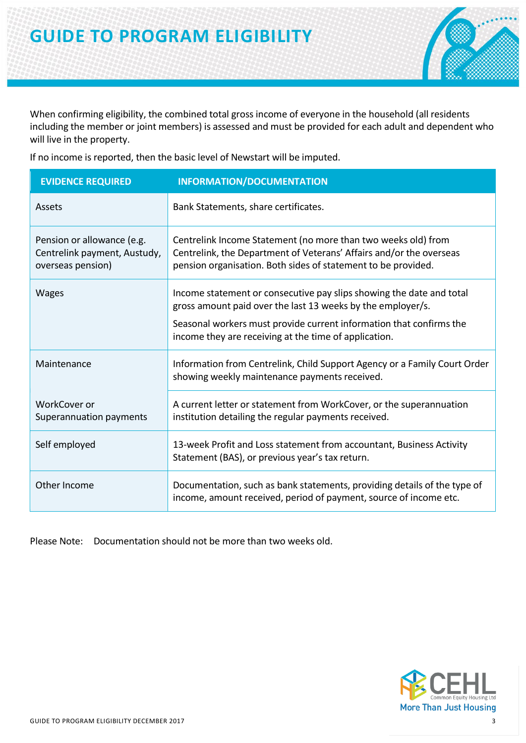# GUIDE TO PROGRAM ELIGIBILITY

When confirming eligibility, the combined total gross income of everyone in the household (all residents including the member or joint members) is assessed and must be provided for each adult and dependent who will live in the property.

If no income is reported, then the basic level of Newstart will be imputed.

| EVIDENCE REQUIRED | INFORMATION/DOCUMENTATION |
|---|---|
| Assets | Bank Statements, share certificates. |
| Pension or allowance (e.g. Centrelink payment, Austudy, overseas pension) | Centrelink Income Statement (no more than two weeks old) from Centrelink, the Department of Veterans' Affairs and/or the overseas pension organisation. Both sides of statement to be provided. |
| Wages | Income statement or consecutive pay slips showing the date and total gross amount paid over the last 13 weeks by the employer/s.<br><br>Seasonal workers must provide current information that confirms the income they are receiving at the time of application. |
| Maintenance | Information from Centrelink, Child Support Agency or a Family Court Order showing weekly maintenance payments received. |
| WorkCover or Superannuation payments | A current letter or statement from WorkCover, or the superannuation institution detailing the regular payments received. |
| Self employed | 13-week Profit and Loss statement from accountant, Business Activity Statement (BAS), or previous year's tax return. |
| Other Income | Documentation, such as bank statements, providing details of the type of income, amount received, period of payment, source of income etc. |

Please Note: Documentation should not be more than two weeks old.